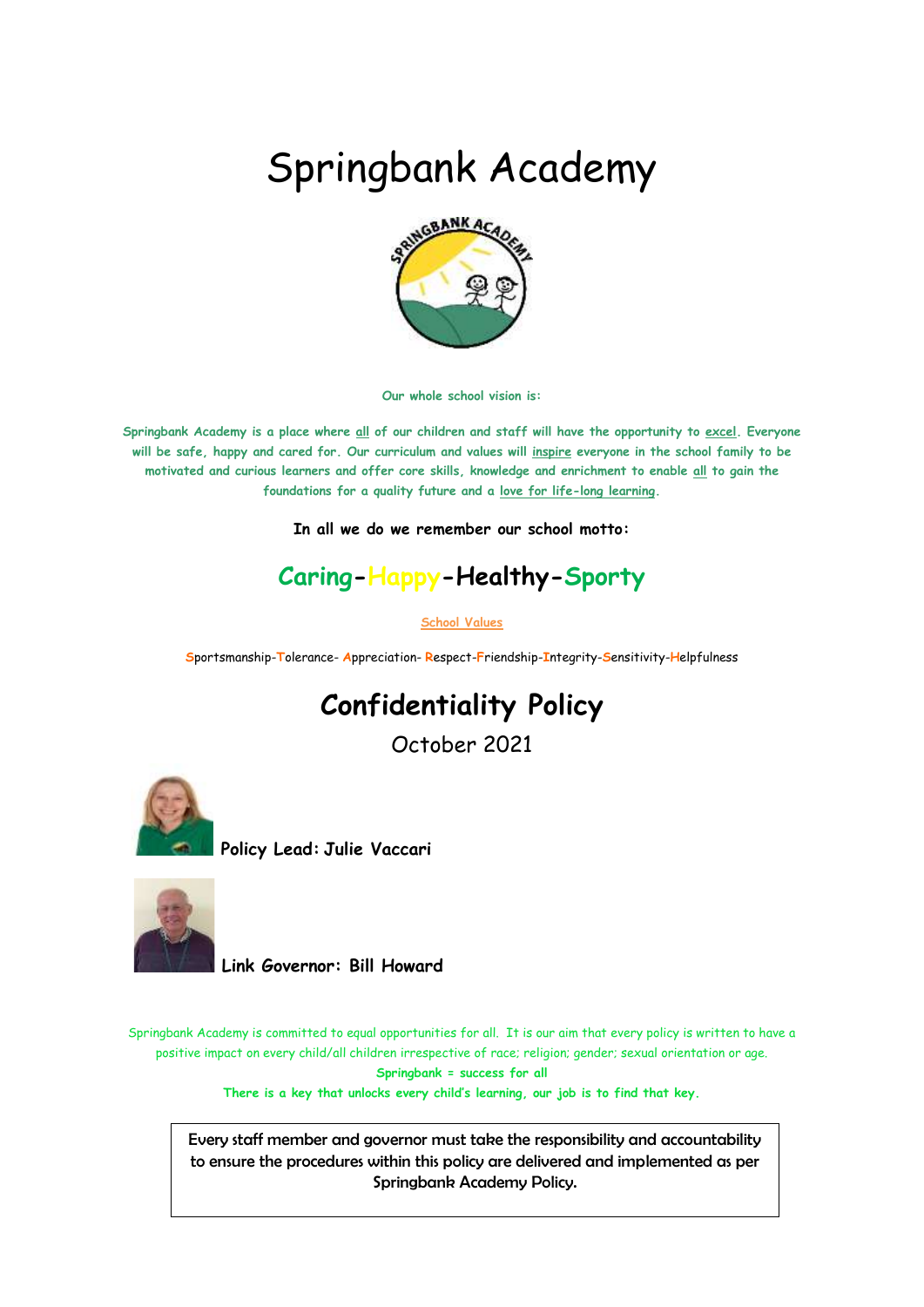# Springbank Academy

Our whole school vision is:

Springbank Academy is a place where all of our children and staff will have the opportunity to excel. Everyone will be safe, happy and cared for. Our curriculum and values will inspire everyone in the school family to be motivated and curious learners and offer core skills, knowledge and enrichment to enable all to gain the foundations for a quality future and a love for life-long learning.

**In all we do we remember our school motto:**

## Caring-Happy-Healthy-Sporty

School Values

Sportsmanship-Tolerance- Appreciation- Respect-Friendship-Integrity-Sensitivity-Helpfulness

# Confidentiality Policy

October 2021

**Policy Lead: Julie Vaccari**

**Link Governor: Bill Howard**

Springbank Academy is committed to equal opportunities for all. It is our aim that every policy is written to have a positive impact on every child/all children irrespective of race; religion; gender; sexual orientation or age.

**Springbank = success for all**

**There is a key that unlocks every child's learning, our job is to find that key.**

Every staff member and governor must take the responsibility and accountability to ensure the procedures within this policy are delivered and implemented as per Springbank Academy Policy.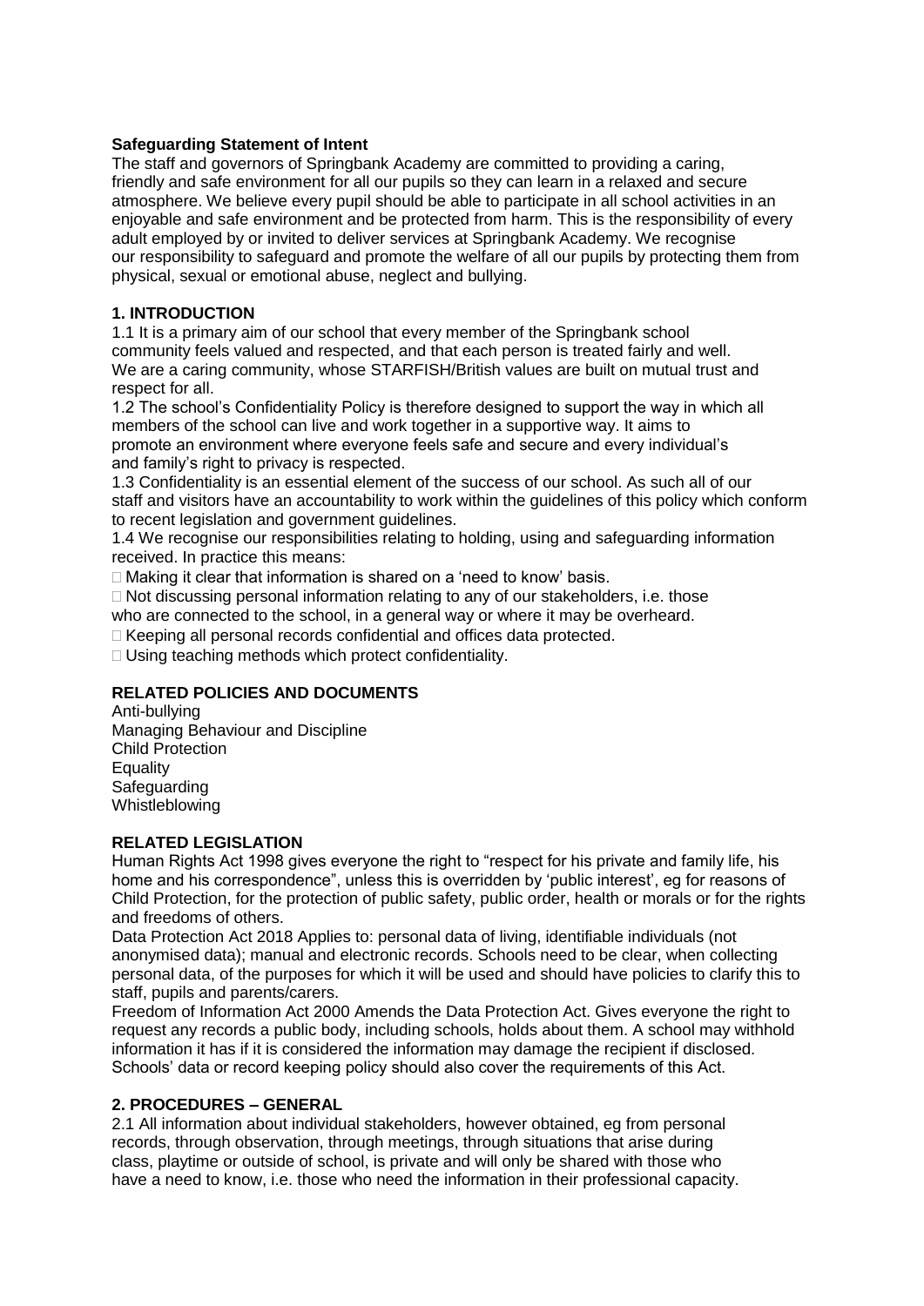**Safeguarding Statement of Intent**

The staff and governors of Springbank Academy are committed to providing a caring, friendly and safe environment for all our pupils so they can learn in a relaxed and secure atmosphere. We believe every pupil should be able to participate in all school activities in an enjoyable and safe environment and be protected from harm. This is the responsibility of every adult employed by or invited to deliver services at Springbank Academy. We recognise our responsibility to safeguard and promote the welfare of all our pupils by protecting them from physical, sexual or emotional abuse, neglect and bullying.

## 1. INTRODUCTION

1.1 It is a primary aim of our school that every member of the Springbank school community feels valued and respected, and that each person is treated fairly and well. We are a caring community, whose STARFISH/British values are built on mutual trust and respect for all.

1.2 The school's Confidentiality Policy is therefore designed to support the way in which all members of the school can live and work together in a supportive way. It aims to promote an environment where everyone feels safe and secure and every individual's and family's right to privacy is respected.

1.3 Confidentiality is an essential element of the success of our school. As such all of our staff and visitors have an accountability to work within the guidelines of this policy which conform to recent legislation and government guidelines.

1.4 We recognise our responsibilities relating to holding, using and safeguarding information received. In practice this means:

- Making it clear that information is shared on a 'need to know' basis.
- Not discussing personal information relating to any of our stakeholders, i.e. those who are connected to the school, in a general way or where it may be overheard.
- Keeping all personal records confidential and offices data protected.
- Using teaching methods which protect confidentiality.

## RELATED POLICIES AND DOCUMENTS

Anti-bullying
Managing Behaviour and Discipline
Child Protection
Equality
Safeguarding
Whistleblowing

## RELATED LEGISLATION

Human Rights Act 1998 gives everyone the right to "respect for his private and family life, his home and his correspondence", unless this is overridden by 'public interest', eg for reasons of Child Protection, for the protection of public safety, public order, health or morals or for the rights and freedoms of others.

Data Protection Act 2018 Applies to: personal data of living, identifiable individuals (not anonymised data); manual and electronic records. Schools need to be clear, when collecting personal data, of the purposes for which it will be used and should have policies to clarify this to staff, pupils and parents/carers.

Freedom of Information Act 2000 Amends the Data Protection Act. Gives everyone the right to request any records a public body, including schools, holds about them. A school may withhold information it has if it is considered the information may damage the recipient if disclosed. Schools' data or record keeping policy should also cover the requirements of this Act.

## 2. PROCEDURES – GENERAL

2.1 All information about individual stakeholders, however obtained, eg from personal records, through observation, through meetings, through situations that arise during class, playtime or outside of school, is private and will only be shared with those who have a need to know, i.e. those who need the information in their professional capacity.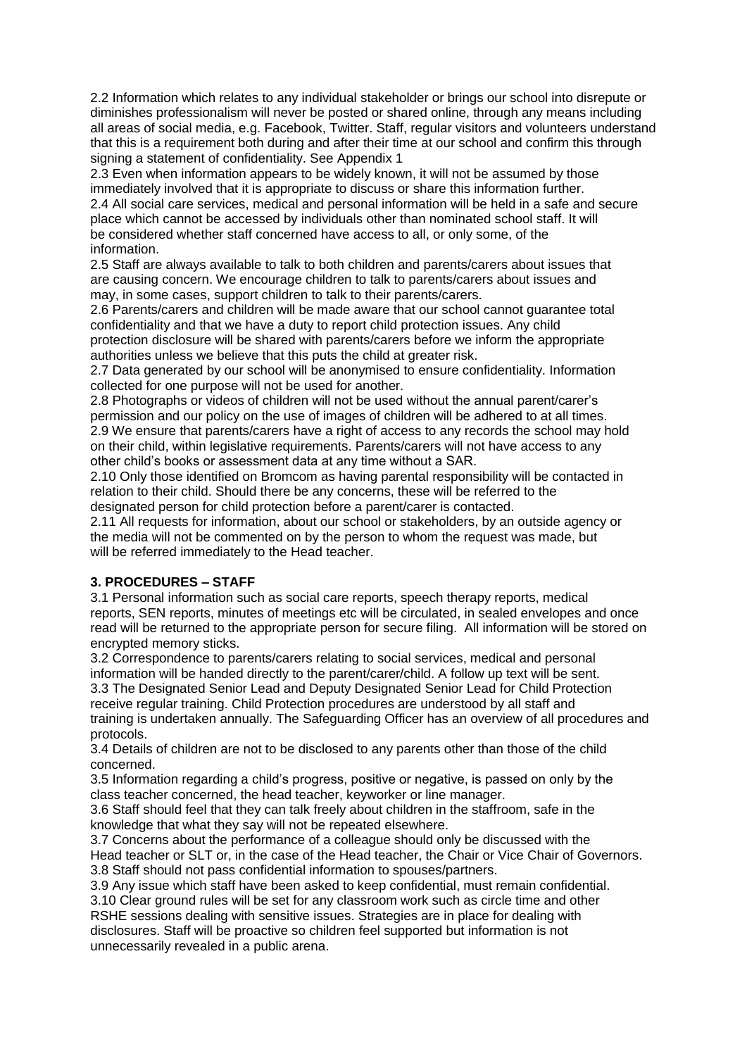2.2 Information which relates to any individual stakeholder or brings our school into disrepute or diminishes professionalism will never be posted or shared online, through any means including all areas of social media, e.g. Facebook, Twitter. Staff, regular visitors and volunteers understand that this is a requirement both during and after their time at our school and confirm this through signing a statement of confidentiality. See Appendix 1

2.3 Even when information appears to be widely known, it will not be assumed by those immediately involved that it is appropriate to discuss or share this information further.

2.4 All social care services, medical and personal information will be held in a safe and secure place which cannot be accessed by individuals other than nominated school staff. It will be considered whether staff concerned have access to all, or only some, of the information.

2.5 Staff are always available to talk to both children and parents/carers about issues that are causing concern. We encourage children to talk to parents/carers about issues and may, in some cases, support children to talk to their parents/carers.

2.6 Parents/carers and children will be made aware that our school cannot guarantee total confidentiality and that we have a duty to report child protection issues. Any child protection disclosure will be shared with parents/carers before we inform the appropriate authorities unless we believe that this puts the child at greater risk.

2.7 Data generated by our school will be anonymised to ensure confidentiality. Information collected for one purpose will not be used for another.

2.8 Photographs or videos of children will not be used without the annual parent/carer's permission and our policy on the use of images of children will be adhered to at all times.

2.9 We ensure that parents/carers have a right of access to any records the school may hold on their child, within legislative requirements. Parents/carers will not have access to any other child's books or assessment data at any time without a SAR.

2.10 Only those identified on Bromcom as having parental responsibility will be contacted in relation to their child. Should there be any concerns, these will be referred to the designated person for child protection before a parent/carer is contacted.

2.11 All requests for information, about our school or stakeholders, by an outside agency or the media will not be commented on by the person to whom the request was made, but will be referred immediately to the Head teacher.

## 3. PROCEDURES – STAFF

3.1 Personal information such as social care reports, speech therapy reports, medical reports, SEN reports, minutes of meetings etc will be circulated, in sealed envelopes and once read will be returned to the appropriate person for secure filing. All information will be stored on encrypted memory sticks.

3.2 Correspondence to parents/carers relating to social services, medical and personal information will be handed directly to the parent/carer/child. A follow up text will be sent.

3.3 The Designated Senior Lead and Deputy Designated Senior Lead for Child Protection receive regular training. Child Protection procedures are understood by all staff and training is undertaken annually. The Safeguarding Officer has an overview of all procedures and protocols.

3.4 Details of children are not to be disclosed to any parents other than those of the child concerned.

3.5 Information regarding a child's progress, positive or negative, is passed on only by the class teacher concerned, the head teacher, keyworker or line manager.

3.6 Staff should feel that they can talk freely about children in the staffroom, safe in the knowledge that what they say will not be repeated elsewhere.

3.7 Concerns about the performance of a colleague should only be discussed with the Head teacher or SLT or, in the case of the Head teacher, the Chair or Vice Chair of Governors.

3.8 Staff should not pass confidential information to spouses/partners.

3.9 Any issue which staff have been asked to keep confidential, must remain confidential.

3.10 Clear ground rules will be set for any classroom work such as circle time and other RSHE sessions dealing with sensitive issues. Strategies are in place for dealing with disclosures. Staff will be proactive so children feel supported but information is not unnecessarily revealed in a public arena.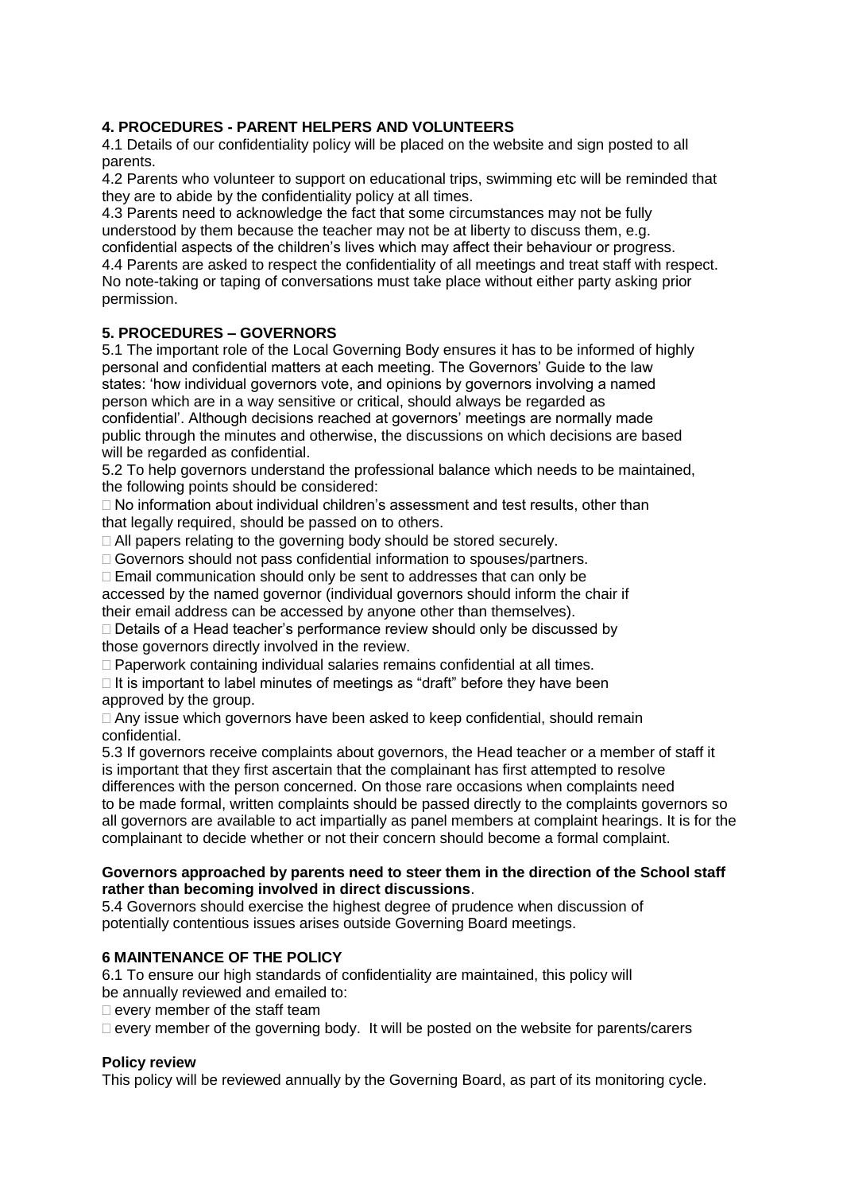## 4. PROCEDURES - PARENT HELPERS AND VOLUNTEERS

4.1 Details of our confidentiality policy will be placed on the website and sign posted to all parents.

4.2 Parents who volunteer to support on educational trips, swimming etc will be reminded that they are to abide by the confidentiality policy at all times.

4.3 Parents need to acknowledge the fact that some circumstances may not be fully understood by them because the teacher may not be at liberty to discuss them, e.g. confidential aspects of the children's lives which may affect their behaviour or progress.

4.4 Parents are asked to respect the confidentiality of all meetings and treat staff with respect. No note-taking or taping of conversations must take place without either party asking prior permission.

## 5. PROCEDURES – GOVERNORS

5.1 The important role of the Local Governing Body ensures it has to be informed of highly personal and confidential matters at each meeting. The Governors' Guide to the law states: 'how individual governors vote, and opinions by governors involving a named person which are in a way sensitive or critical, should always be regarded as confidential'. Although decisions reached at governors' meetings are normally made public through the minutes and otherwise, the discussions on which decisions are based will be regarded as confidential.

5.2 To help governors understand the professional balance which needs to be maintained, the following points should be considered:

- No information about individual children's assessment and test results, other than that legally required, should be passed on to others.
- All papers relating to the governing body should be stored securely.
- Governors should not pass confidential information to spouses/partners.
- Email communication should only be sent to addresses that can only be accessed by the named governor (individual governors should inform the chair if their email address can be accessed by anyone other than themselves).
- Details of a Head teacher's performance review should only be discussed by those governors directly involved in the review.
- Paperwork containing individual salaries remains confidential at all times.
- It is important to label minutes of meetings as "draft" before they have been approved by the group.
- Any issue which governors have been asked to keep confidential, should remain confidential.

5.3 If governors receive complaints about governors, the Head teacher or a member of staff it is important that they first ascertain that the complainant has first attempted to resolve differences with the person concerned. On those rare occasions when complaints need to be made formal, written complaints should be passed directly to the complaints governors so all governors are available to act impartially as panel members at complaint hearings. It is for the complainant to decide whether or not their concern should become a formal complaint.

**Governors approached by parents need to steer them in the direction of the School staff rather than becoming involved in direct discussions**.

5.4 Governors should exercise the highest degree of prudence when discussion of potentially contentious issues arises outside Governing Board meetings.

## 6 MAINTENANCE OF THE POLICY

6.1 To ensure our high standards of confidentiality are maintained, this policy will be annually reviewed and emailed to:

- every member of the staff team
- every member of the governing body. It will be posted on the website for parents/carers

### Policy review

This policy will be reviewed annually by the Governing Board, as part of its monitoring cycle.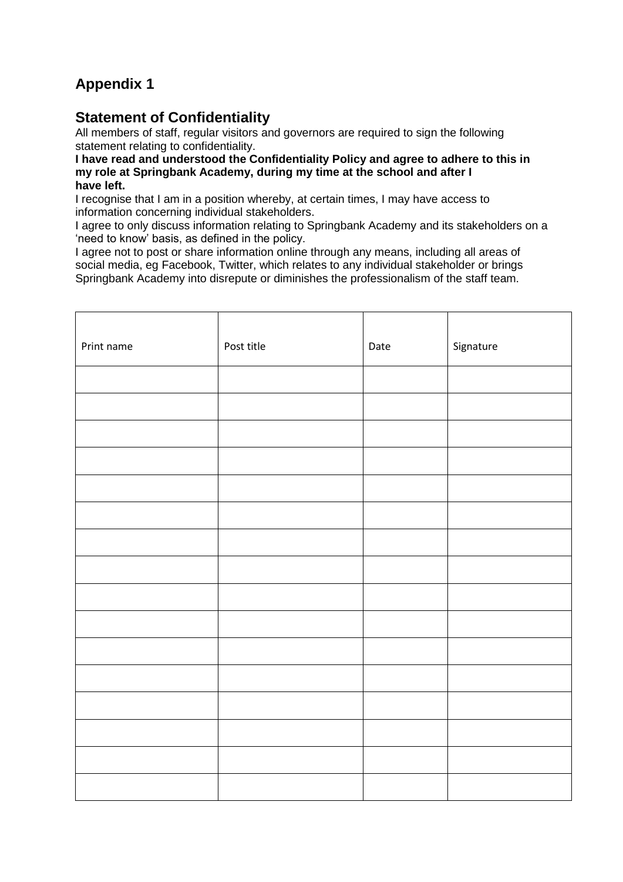## Appendix 1

## Statement of Confidentiality

All members of staff, regular visitors and governors are required to sign the following statement relating to confidentiality.

**I have read and understood the Confidentiality Policy and agree to adhere to this in my role at Springbank Academy, during my time at the school and after I have left.**

I recognise that I am in a position whereby, at certain times, I may have access to information concerning individual stakeholders.

I agree to only discuss information relating to Springbank Academy and its stakeholders on a 'need to know' basis, as defined in the policy.

I agree not to post or share information online through any means, including all areas of social media, eg Facebook, Twitter, which relates to any individual stakeholder or brings Springbank Academy into disrepute or diminishes the professionalism of the staff team.

| Print name | Post title | Date | Signature |
|---|---|---|---|
| | | | |
| | | | |
| | | | |
| | | | |
| | | | |
| | | | |
| | | | |
| | | | |
| | | | |
| | | | |
| | | | |
| | | | |
| | | | |
| | | | |
| | | | |
| | | | |